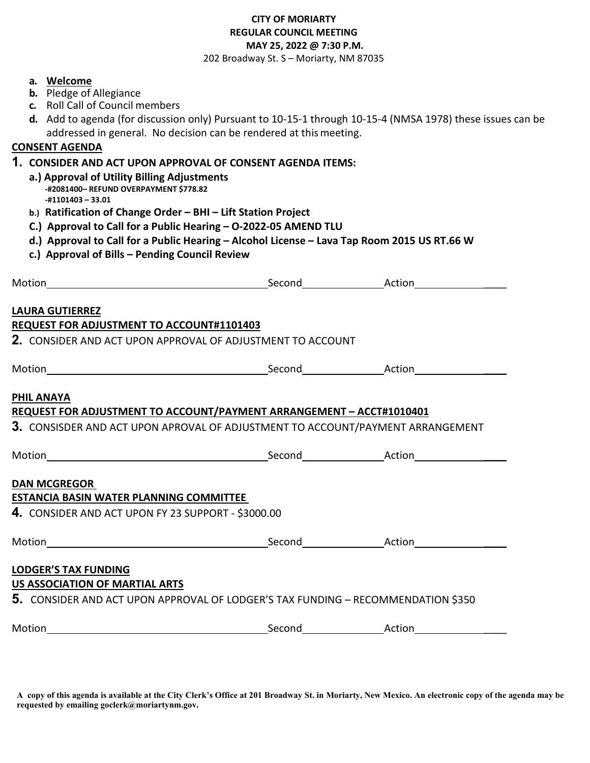**CITY OF MORIARTY**
**REGULAR COUNCIL MEETING**
**MAY 25, 2022 @ 7:30 P.M.**
202 Broadway St. S – Moriarty, NM 87035

- **a.** **Welcome**
- **b.** Pledge of Allegiance
- **c.** Roll Call of Council members
- **d.** Add to agenda (for discussion only) Pursuant to 10-15-1 through 10-15-4 (NMSA 1978) these issues can be addressed in general. No decision can be rendered at this meeting.

**CONSENT AGENDA**

**1. CONSIDER AND ACT UPON APPROVAL OF CONSENT AGENDA ITEMS:**

- **a.) Approval of Utility Billing Adjustments**
  - **-#2081400– REFUND OVERPAYMENT $778.82**
  - **-#1101403 – 33.01**
- **b.) Ratification of Change Order – BHI – Lift Station Project**
- **C.) Approval to Call for a Public Hearing – O-2022-05 AMEND TLU**
- **d.) Approval to Call for a Public Hearing – Alcohol License – Lava Tap Room 2015 US RT.66 W**
- **c.) Approval of Bills – Pending Council Review**

Motion\_\_\_\_\_\_\_\_\_\_\_\_\_\_\_\_\_\_\_\_ Second\_\_\_\_\_\_\_\_\_\_ Action\_\_\_\_\_\_\_\_\_\_

**LAURA GUTIERREZ**
**REQUEST FOR ADJUSTMENT TO ACCOUNT#1101403**

**2.** CONSIDER AND ACT UPON APPROVAL OF ADJUSTMENT TO ACCOUNT

Motion\_\_\_\_\_\_\_\_\_\_\_\_\_\_\_\_\_\_\_\_ Second\_\_\_\_\_\_\_\_\_\_ Action\_\_\_\_\_\_\_\_\_\_

**PHIL ANAYA**
**REQUEST FOR ADJUSTMENT TO ACCOUNT/PAYMENT ARRANGEMENT – ACCT#1010401**

**3.** CONSISDER AND ACT UPON APROVAL OF ADJUSTMENT TO ACCOUNT/PAYMENT ARRANGEMENT

Motion\_\_\_\_\_\_\_\_\_\_\_\_\_\_\_\_\_\_\_\_ Second\_\_\_\_\_\_\_\_\_\_ Action\_\_\_\_\_\_\_\_\_\_

**DAN MCGREGOR**
**ESTANCIA BASIN WATER PLANNING COMMITTEE**

**4.** CONSIDER AND ACT UPON FY 23 SUPPORT - $3000.00

Motion\_\_\_\_\_\_\_\_\_\_\_\_\_\_\_\_\_\_\_\_ Second\_\_\_\_\_\_\_\_\_\_ Action\_\_\_\_\_\_\_\_\_\_

**LODGER'S TAX FUNDING**
**US ASSOCIATION OF MARTIAL ARTS**

**5.** CONSIDER AND ACT UPON APPROVAL OF LODGER'S TAX FUNDING – RECOMMENDATION $350

Motion\_\_\_\_\_\_\_\_\_\_\_\_\_\_\_\_\_\_\_\_ Second\_\_\_\_\_\_\_\_\_\_ Action\_\_\_\_\_\_\_\_\_\_

**A copy of this agenda is available at the City Clerk's Office at 201 Broadway St. in Moriarty, New Mexico. An electronic copy of the agenda may be requested by emailing goclerk@moriartynm.gov.**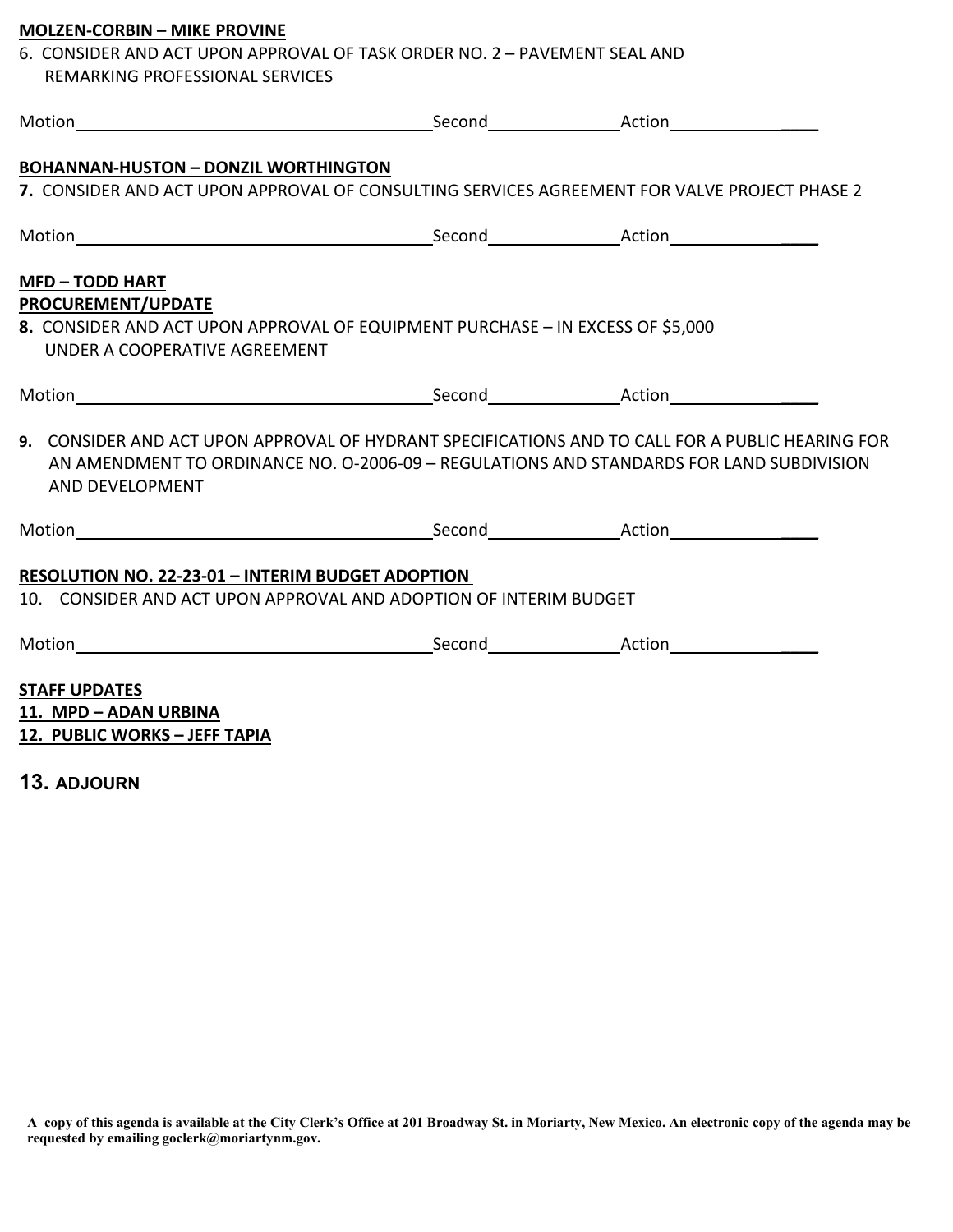**MOLZEN-CORBIN – MIKE PROVINE**

6. CONSIDER AND ACT UPON APPROVAL OF TASK ORDER NO. 2 – PAVEMENT SEAL AND REMARKING PROFESSIONAL SERVICES

Motion\_\_\_\_\_\_\_\_\_\_\_\_\_\_\_\_\_\_\_\_\_\_\_\_\_\_\_\_\_\_ Second\_\_\_\_\_\_\_\_\_\_\_\_ Action\_\_\_\_\_\_\_\_\_\_\_\_\_\_

**BOHANNAN-HUSTON – DONZIL WORTHINGTON**

**7.** CONSIDER AND ACT UPON APPROVAL OF CONSULTING SERVICES AGREEMENT FOR VALVE PROJECT PHASE 2

Motion\_\_\_\_\_\_\_\_\_\_\_\_\_\_\_\_\_\_\_\_\_\_\_\_\_\_\_\_\_\_ Second\_\_\_\_\_\_\_\_\_\_\_\_ Action\_\_\_\_\_\_\_\_\_\_\_\_\_\_

**MFD – TODD HART**

**PROCUREMENT/UPDATE**

**8.** CONSIDER AND ACT UPON APPROVAL OF EQUIPMENT PURCHASE – IN EXCESS OF $5,000 UNDER A COOPERATIVE AGREEMENT

Motion\_\_\_\_\_\_\_\_\_\_\_\_\_\_\_\_\_\_\_\_\_\_\_\_\_\_\_\_\_\_ Second\_\_\_\_\_\_\_\_\_\_\_\_ Action\_\_\_\_\_\_\_\_\_\_\_\_\_\_

**9.** CONSIDER AND ACT UPON APPROVAL OF HYDRANT SPECIFICATIONS AND TO CALL FOR A PUBLIC HEARING FOR AN AMENDMENT TO ORDINANCE NO. O-2006-09 – REGULATIONS AND STANDARDS FOR LAND SUBDIVISION AND DEVELOPMENT

Motion\_\_\_\_\_\_\_\_\_\_\_\_\_\_\_\_\_\_\_\_\_\_\_\_\_\_\_\_\_\_ Second\_\_\_\_\_\_\_\_\_\_\_\_ Action\_\_\_\_\_\_\_\_\_\_\_\_\_\_

**RESOLUTION NO. 22-23-01 – INTERIM BUDGET ADOPTION**

10. CONSIDER AND ACT UPON APPROVAL AND ADOPTION OF INTERIM BUDGET

Motion\_\_\_\_\_\_\_\_\_\_\_\_\_\_\_\_\_\_\_\_\_\_\_\_\_\_\_\_\_\_ Second\_\_\_\_\_\_\_\_\_\_\_\_ Action\_\_\_\_\_\_\_\_\_\_\_\_\_\_

**STAFF UPDATES**

**11. MPD – ADAN URBINA**

**12. PUBLIC WORKS – JEFF TAPIA**

## 13. ADJOURN

**A copy of this agenda is available at the City Clerk's Office at 201 Broadway St. in Moriarty, New Mexico. An electronic copy of the agenda may be requested by emailing goclerk@moriartynm.gov.**